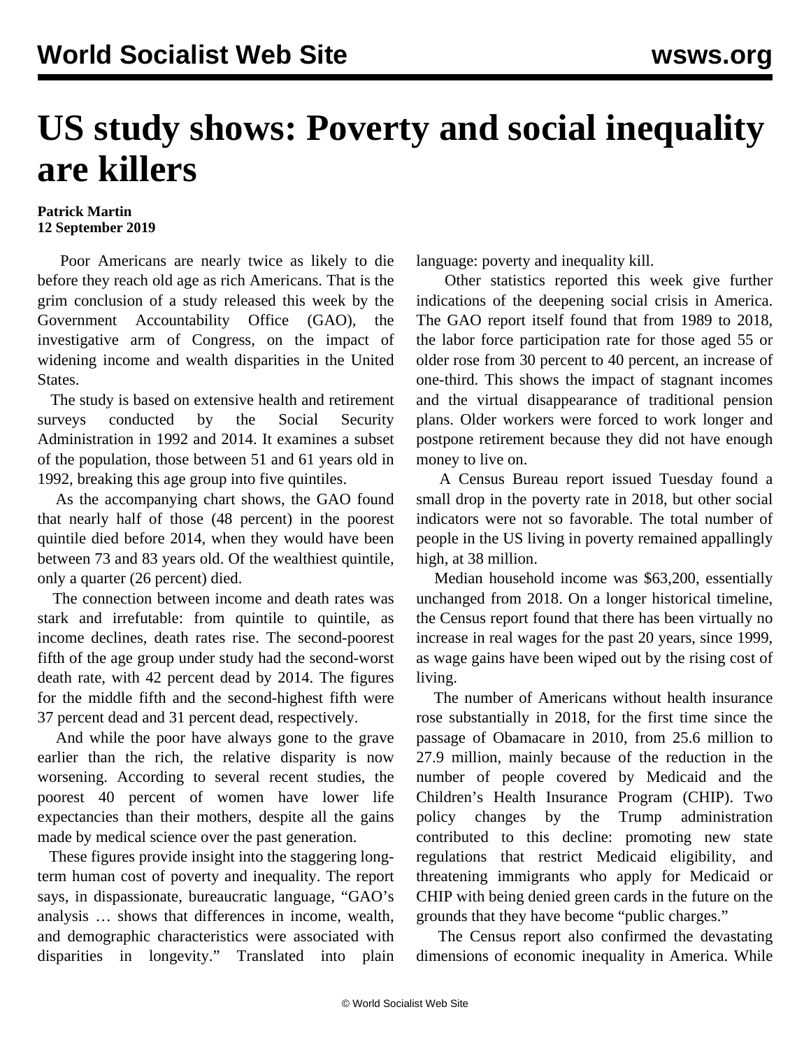# US study shows: Poverty and social inequality are killers

**Patrick Martin**
**12 September 2019**

Poor Americans are nearly twice as likely to die before they reach old age as rich Americans. That is the grim conclusion of a study released this week by the Government Accountability Office (GAO), the investigative arm of Congress, on the impact of widening income and wealth disparities in the United States.

The study is based on extensive health and retirement surveys conducted by the Social Security Administration in 1992 and 2014. It examines a subset of the population, those between 51 and 61 years old in 1992, breaking this age group into five quintiles.

As the accompanying chart shows, the GAO found that nearly half of those (48 percent) in the poorest quintile died before 2014, when they would have been between 73 and 83 years old. Of the wealthiest quintile, only a quarter (26 percent) died.

The connection between income and death rates was stark and irrefutable: from quintile to quintile, as income declines, death rates rise. The second-poorest fifth of the age group under study had the second-worst death rate, with 42 percent dead by 2014. The figures for the middle fifth and the second-highest fifth were 37 percent dead and 31 percent dead, respectively.

And while the poor have always gone to the grave earlier than the rich, the relative disparity is now worsening. According to several recent studies, the poorest 40 percent of women have lower life expectancies than their mothers, despite all the gains made by medical science over the past generation.

These figures provide insight into the staggering long-term human cost of poverty and inequality. The report says, in dispassionate, bureaucratic language, "GAO's analysis … shows that differences in income, wealth, and demographic characteristics were associated with disparities in longevity." Translated into plain language: poverty and inequality kill.

Other statistics reported this week give further indications of the deepening social crisis in America. The GAO report itself found that from 1989 to 2018, the labor force participation rate for those aged 55 or older rose from 30 percent to 40 percent, an increase of one-third. This shows the impact of stagnant incomes and the virtual disappearance of traditional pension plans. Older workers were forced to work longer and postpone retirement because they did not have enough money to live on.

A Census Bureau report issued Tuesday found a small drop in the poverty rate in 2018, but other social indicators were not so favorable. The total number of people in the US living in poverty remained appallingly high, at 38 million.

Median household income was $63,200, essentially unchanged from 2018. On a longer historical timeline, the Census report found that there has been virtually no increase in real wages for the past 20 years, since 1999, as wage gains have been wiped out by the rising cost of living.

The number of Americans without health insurance rose substantially in 2018, for the first time since the passage of Obamacare in 2010, from 25.6 million to 27.9 million, mainly because of the reduction in the number of people covered by Medicaid and the Children's Health Insurance Program (CHIP). Two policy changes by the Trump administration contributed to this decline: promoting new state regulations that restrict Medicaid eligibility, and threatening immigrants who apply for Medicaid or CHIP with being denied green cards in the future on the grounds that they have become "public charges."

The Census report also confirmed the devastating dimensions of economic inequality in America. While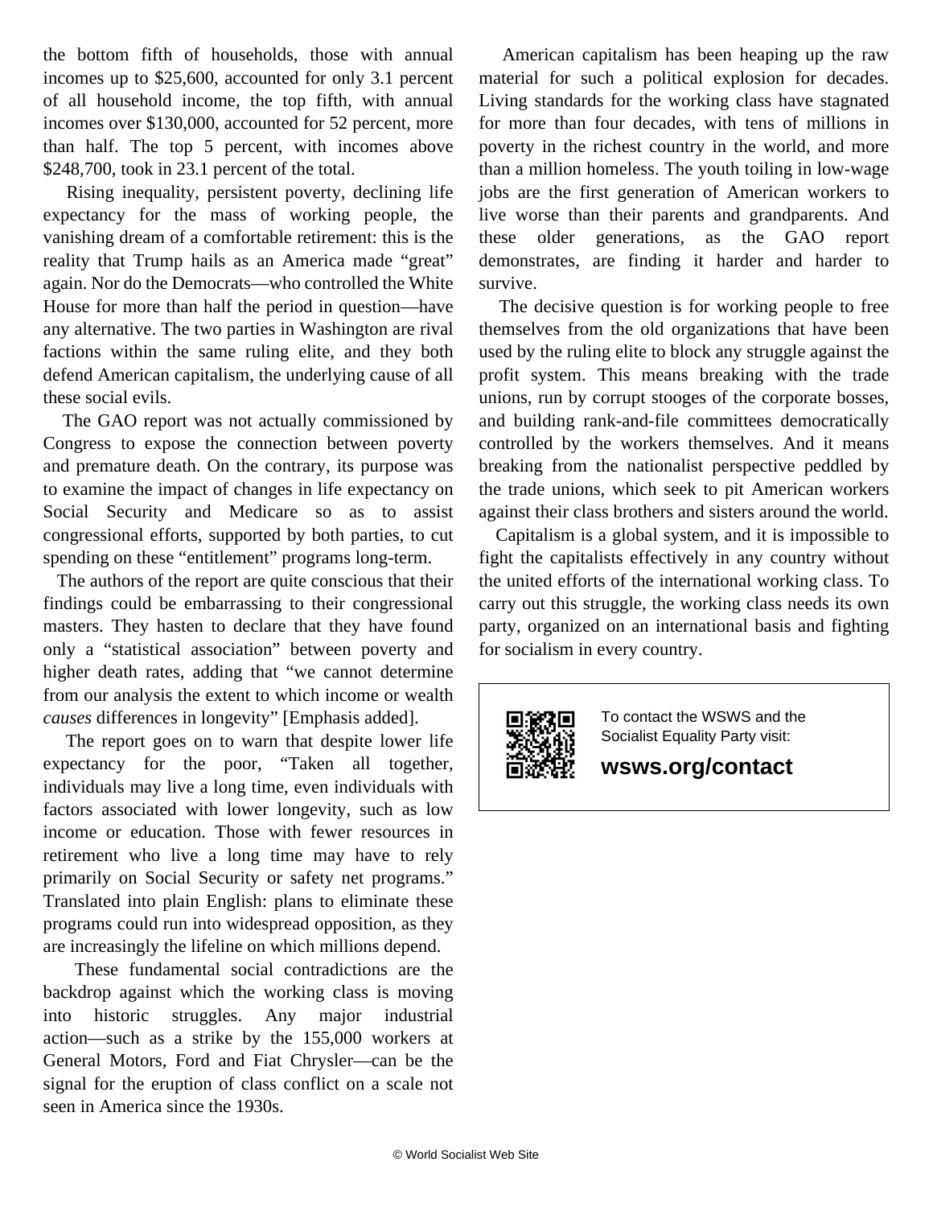the bottom fifth of households, those with annual incomes up to $25,600, accounted for only 3.1 percent of all household income, the top fifth, with annual incomes over $130,000, accounted for 52 percent, more than half. The top 5 percent, with incomes above $248,700, took in 23.1 percent of the total.

Rising inequality, persistent poverty, declining life expectancy for the mass of working people, the vanishing dream of a comfortable retirement: this is the reality that Trump hails as an America made "great" again. Nor do the Democrats—who controlled the White House for more than half the period in question—have any alternative. The two parties in Washington are rival factions within the same ruling elite, and they both defend American capitalism, the underlying cause of all these social evils.

The GAO report was not actually commissioned by Congress to expose the connection between poverty and premature death. On the contrary, its purpose was to examine the impact of changes in life expectancy on Social Security and Medicare so as to assist congressional efforts, supported by both parties, to cut spending on these "entitlement" programs long-term.

The authors of the report are quite conscious that their findings could be embarrassing to their congressional masters. They hasten to declare that they have found only a "statistical association" between poverty and higher death rates, adding that "we cannot determine from our analysis the extent to which income or wealth *causes* differences in longevity" [Emphasis added].

The report goes on to warn that despite lower life expectancy for the poor, "Taken all together, individuals may live a long time, even individuals with factors associated with lower longevity, such as low income or education. Those with fewer resources in retirement who live a long time may have to rely primarily on Social Security or safety net programs." Translated into plain English: plans to eliminate these programs could run into widespread opposition, as they are increasingly the lifeline on which millions depend.

These fundamental social contradictions are the backdrop against which the working class is moving into historic struggles. Any major industrial action—such as a strike by the 155,000 workers at General Motors, Ford and Fiat Chrysler—can be the signal for the eruption of class conflict on a scale not seen in America since the 1930s.

American capitalism has been heaping up the raw material for such a political explosion for decades. Living standards for the working class have stagnated for more than four decades, with tens of millions in poverty in the richest country in the world, and more than a million homeless. The youth toiling in low-wage jobs are the first generation of American workers to live worse than their parents and grandparents. And these older generations, as the GAO report demonstrates, are finding it harder and harder to survive.

The decisive question is for working people to free themselves from the old organizations that have been used by the ruling elite to block any struggle against the profit system. This means breaking with the trade unions, run by corrupt stooges of the corporate bosses, and building rank-and-file committees democratically controlled by the workers themselves. And it means breaking from the nationalist perspective peddled by the trade unions, which seek to pit American workers against their class brothers and sisters around the world.

Capitalism is a global system, and it is impossible to fight the capitalists effectively in any country without the united efforts of the international working class. To carry out this struggle, the working class needs its own party, organized on an international basis and fighting for socialism in every country.

To contact the WSWS and the Socialist Equality Party visit:

**wsws.org/contact**